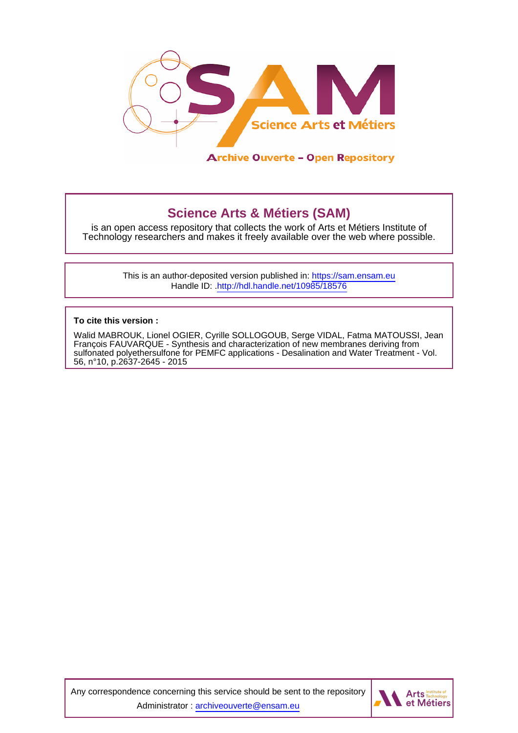Science Arts et Métiers

Archive Ouverte – Open Repository

## Science Arts & Métiers (SAM)

is an open access repository that collects the work of Arts et Métiers Institute of Technology researchers and makes it freely available over the web where possible.

This is an author-deposited version published in: https://sam.ensam.eu
Handle ID: .http://hdl.handle.net/10985/18576

**To cite this version :**

Walid MABROUK, Lionel OGIER, Cyrille SOLLOGOUB, Serge VIDAL, Fatma MATOUSSI, Jean François FAUVARQUE - Synthesis and characterization of new membranes deriving from sulfonated polyethersulfone for PEMFC applications - Desalination and Water Treatment - Vol. 56, n°10, p.2637-2645 - 2015

Any correspondence concerning this service should be sent to the repository Administrator : archiveouverte@ensam.eu

Arts Institute of Technology et Métiers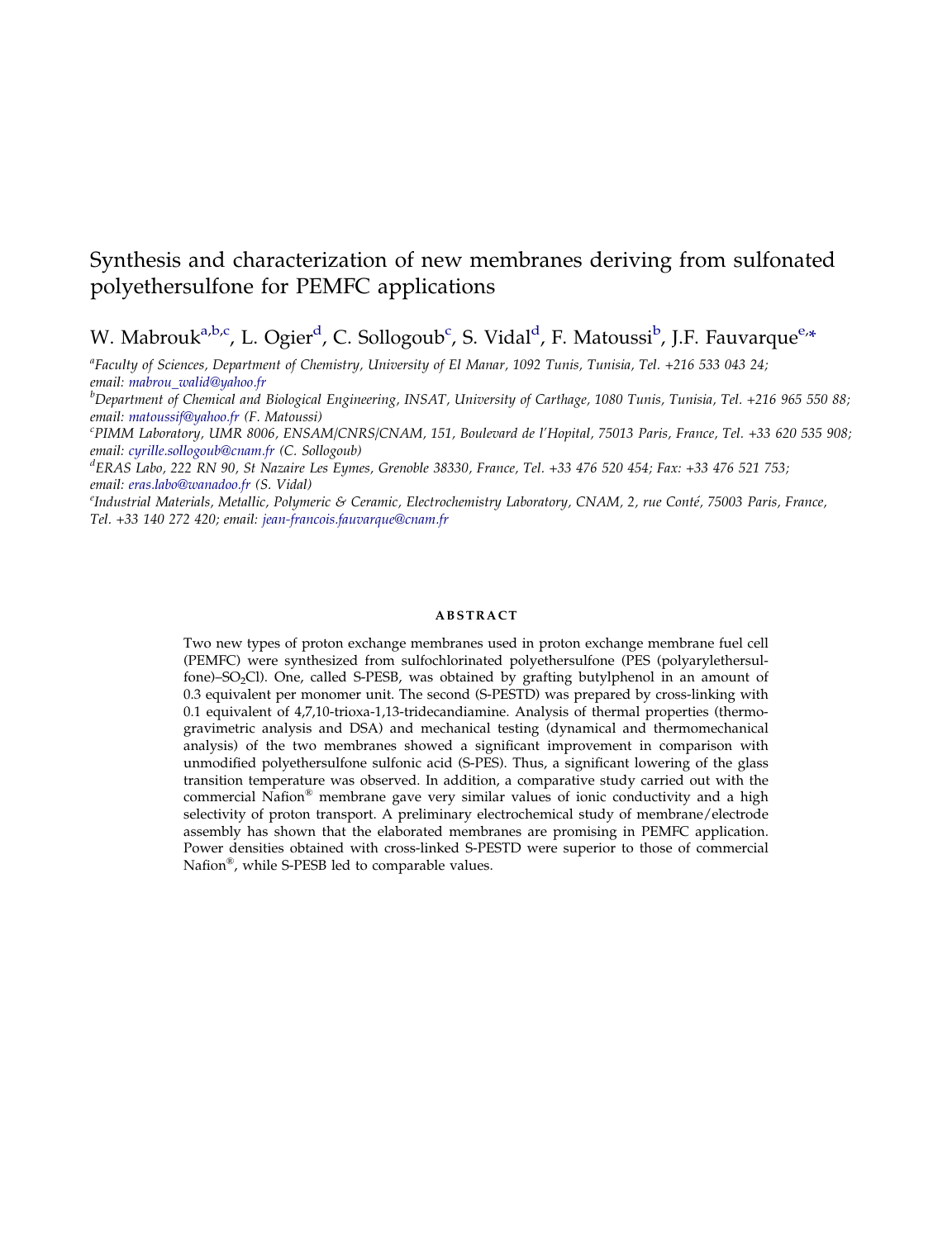# Synthesis and characterization of new membranes deriving from sulfonated polyethersulfone for PEMFC applications

W. Mabrouk[a,b,c], L. Ogier[d], C. Sollogoub[c], S. Vidal[d], F. Matoussi[b], J.F. Fauvarque[e,*]

[a]*Faculty of Sciences, Department of Chemistry, University of El Manar, 1092 Tunis, Tunisia, Tel. +216 533 043 24; email: mabrou_walid@yahoo.fr*

[b]*Department of Chemical and Biological Engineering, INSAT, University of Carthage, 1080 Tunis, Tunisia, Tel. +216 965 550 88; email: matoussif@yahoo.fr (F. Matoussi)*

[c]*PIMM Laboratory, UMR 8006, ENSAM/CNRS/CNAM, 151, Boulevard de l'Hopital, 75013 Paris, France, Tel. +33 620 535 908; email: cyrille.sollogoub@cnam.fr (C. Sollogoub)*

[d]*ERAS Labo, 222 RN 90, St Nazaire Les Eymes, Grenoble 38330, France, Tel. +33 476 520 454; Fax: +33 476 521 753; email: eras.labo@wanadoo.fr (S. Vidal)*

[e]*Industrial Materials, Metallic, Polymeric & Ceramic, Electrochemistry Laboratory, CNAM, 2, rue Conté, 75003 Paris, France, Tel. +33 140 272 420; email: jean-francois.fauvarque@cnam.fr*

## ABSTRACT

Two new types of proton exchange membranes used in proton exchange membrane fuel cell (PEMFC) were synthesized from sulfochlorinated polyethersulfone (PES (polyarylethersulfone)–$SO_2Cl$). One, called S-PESB, was obtained by grafting butylphenol in an amount of 0.3 equivalent per monomer unit. The second (S-PESTD) was prepared by cross-linking with 0.1 equivalent of 4,7,10-trioxa-1,13-tridecandiamine. Analysis of thermal properties (thermogravimetric analysis and DSA) and mechanical testing (dynamical and thermomechanical analysis) of the two membranes showed a significant improvement in comparison with unmodified polyethersulfone sulfonic acid (S-PES). Thus, a significant lowering of the glass transition temperature was observed. In addition, a comparative study carried out with the commercial Nafion® membrane gave very similar values of ionic conductivity and a high selectivity of proton transport. A preliminary electrochemical study of membrane/electrode assembly has shown that the elaborated membranes are promising in PEMFC application. Power densities obtained with cross-linked S-PESTD were superior to those of commercial Nafion®, while S-PESB led to comparable values.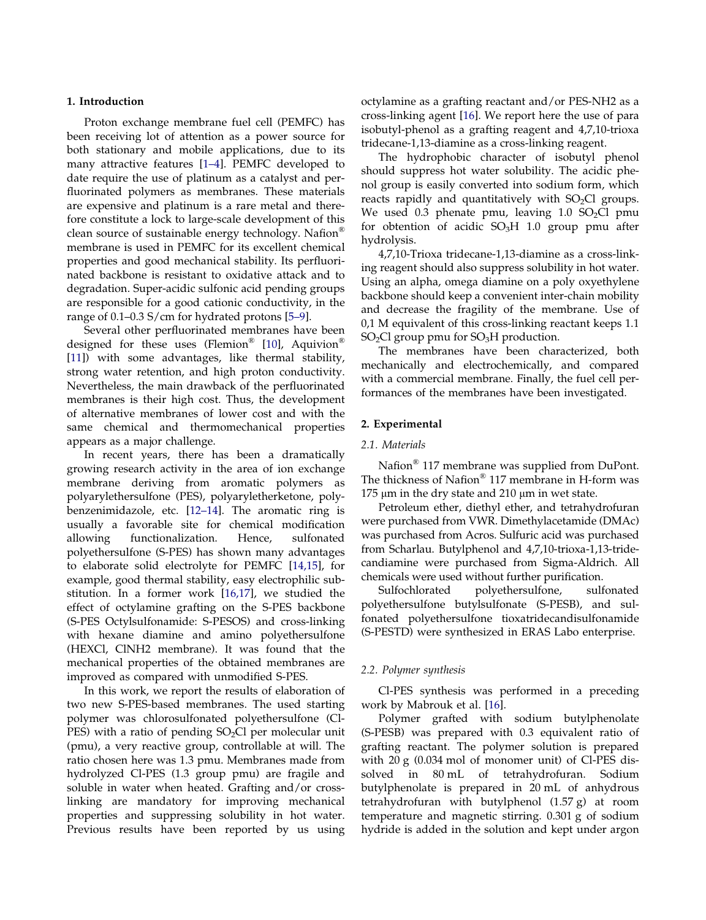## 1. Introduction

Proton exchange membrane fuel cell (PEMFC) has been receiving lot of attention as a power source for both stationary and mobile applications, due to its many attractive features [1–4]. PEMFC developed to date require the use of platinum as a catalyst and perfluorinated polymers as membranes. These materials are expensive and platinum is a rare metal and therefore constitute a lock to large-scale development of this clean source of sustainable energy technology. Nafion® membrane is used in PEMFC for its excellent chemical properties and good mechanical stability. Its perfluorinated backbone is resistant to oxidative attack and to degradation. Super-acidic sulfonic acid pending groups are responsible for a good cationic conductivity, in the range of 0.1–0.3 S/cm for hydrated protons [5–9].

Several other perfluorinated membranes have been designed for these uses (Flemion® [10], Aquivion® [11]) with some advantages, like thermal stability, strong water retention, and high proton conductivity. Nevertheless, the main drawback of the perfluorinated membranes is their high cost. Thus, the development of alternative membranes of lower cost and with the same chemical and thermomechanical properties appears as a major challenge.

In recent years, there has been a dramatically growing research activity in the area of ion exchange membrane deriving from aromatic polymers as polyarylethersulfone (PES), polyaryletherketone, polybenzenimidazole, etc. [12–14]. The aromatic ring is usually a favorable site for chemical modification allowing functionalization. Hence, sulfonated polyethersulfone (S-PES) has shown many advantages to elaborate solid electrolyte for PEMFC [14,15], for example, good thermal stability, easy electrophilic substitution. In a former work [16,17], we studied the effect of octylamine grafting on the S-PES backbone (S-PES Octylsulfonamide: S-PESOS) and cross-linking with hexane diamine and amino polyethersulfone (HEXCl, ClNH2 membrane). It was found that the mechanical properties of the obtained membranes are improved as compared with unmodified S-PES.

In this work, we report the results of elaboration of two new S-PES-based membranes. The used starting polymer was chlorosulfonated polyethersulfone (Cl-PES) with a ratio of pending $SO_2Cl$ per molecular unit (pmu), a very reactive group, controllable at will. The ratio chosen here was 1.3 pmu. Membranes made from hydrolyzed Cl-PES (1.3 group pmu) are fragile and soluble in water when heated. Grafting and/or cross-linking are mandatory for improving mechanical properties and suppressing solubility in hot water. Previous results have been reported by us using octylamine as a grafting reactant and/or PES-NH2 as a cross-linking agent [16]. We report here the use of para isobutyl-phenol as a grafting reagent and 4,7,10-trioxa tridecane-1,13-diamine as a cross-linking reagent.

The hydrophobic character of isobutyl phenol should suppress hot water solubility. The acidic phenol group is easily converted into sodium form, which reacts rapidly and quantitatively with $SO_2Cl$ groups. We used 0.3 phenate pmu, leaving 1.0 $SO_2Cl$ pmu for obtention of acidic $SO_3H$ 1.0 group pmu after hydrolysis.

4,7,10-Trioxa tridecane-1,13-diamine as a cross-linking reagent should also suppress solubility in hot water. Using an alpha, omega diamine on a poly oxyethylene backbone should keep a convenient inter-chain mobility and decrease the fragility of the membrane. Use of 0,1 M equivalent of this cross-linking reactant keeps 1.1 $SO_2Cl$ group pmu for $SO_3H$ production.

The membranes have been characterized, both mechanically and electrochemically, and compared with a commercial membrane. Finally, the fuel cell performances of the membranes have been investigated.

## 2. Experimental

### 2.1. Materials

Nafion® 117 membrane was supplied from DuPont. The thickness of Nafion® 117 membrane in H-form was 175 μm in the dry state and 210 μm in wet state.

Petroleum ether, diethyl ether, and tetrahydrofuran were purchased from VWR. Dimethylacetamide (DMAc) was purchased from Acros. Sulfuric acid was purchased from Scharlau. Butylphenol and 4,7,10-trioxa-1,13-tridecandiamine were purchased from Sigma-Aldrich. All chemicals were used without further purification.

Sulfochlorated polyethersulfone, sulfonated polyethersulfone butylsulfonate (S-PESB), and sulfonated polyethersulfone tioxatridecandisulfonamide (S-PESTD) were synthesized in ERAS Labo enterprise.

### 2.2. Polymer synthesis

Cl-PES synthesis was performed in a preceding work by Mabrouk et al. [16].

Polymer grafted with sodium butylphenolate (S-PESB) was prepared with 0.3 equivalent ratio of grafting reactant. The polymer solution is prepared with 20 g (0.034 mol of monomer unit) of Cl-PES dissolved in 80 mL of tetrahydrofuran. Sodium butylphenolate is prepared in 20 mL of anhydrous tetrahydrofuran with butylphenol (1.57 g) at room temperature and magnetic stirring. 0.301 g of sodium hydride is added in the solution and kept under argon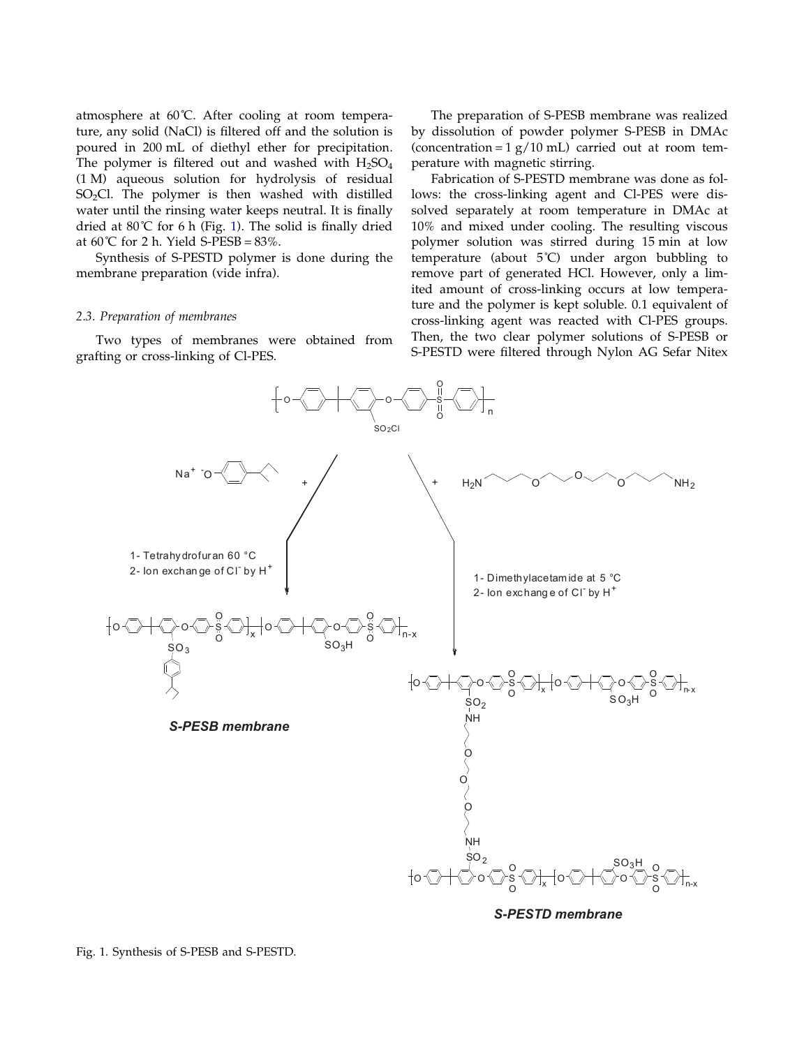atmosphere at 60°C. After cooling at room temperature, any solid (NaCl) is filtered off and the solution is poured in 200 mL of diethyl ether for precipitation. The polymer is filtered out and washed with $H_2SO_4$ (1 M) aqueous solution for hydrolysis of residual $SO_2Cl$. The polymer is then washed with distilled water until the rinsing water keeps neutral. It is finally dried at 80°C for 6 h (Fig. 1). The solid is finally dried at 60°C for 2 h. Yield S-PESB = 83%.

Synthesis of S-PESTD polymer is done during the membrane preparation (vide infra).

### 2.3. Preparation of membranes

Two types of membranes were obtained from grafting or cross-linking of Cl-PES.

The preparation of S-PESB membrane was realized by dissolution of powder polymer S-PESB in DMAc (concentration = 1 g/10 mL) carried out at room temperature with magnetic stirring.

Fabrication of S-PESTD membrane was done as follows: the cross-linking agent and Cl-PES were dissolved separately at room temperature in DMAc at 10% and mixed under cooling. The resulting viscous polymer solution was stirred during 15 min at low temperature (about 5°C) under argon bubbling to remove part of generated HCl. However, only a limited amount of cross-linking occurs at low temperature and the polymer is kept soluble. 0.1 equivalent of cross-linking agent was reacted with Cl-PES groups. Then, the two clear polymer solutions of S-PESB or S-PESTD were filtered through Nylon AG Sefar Nitex

Fig. 1. Synthesis of S-PESB and S-PESTD.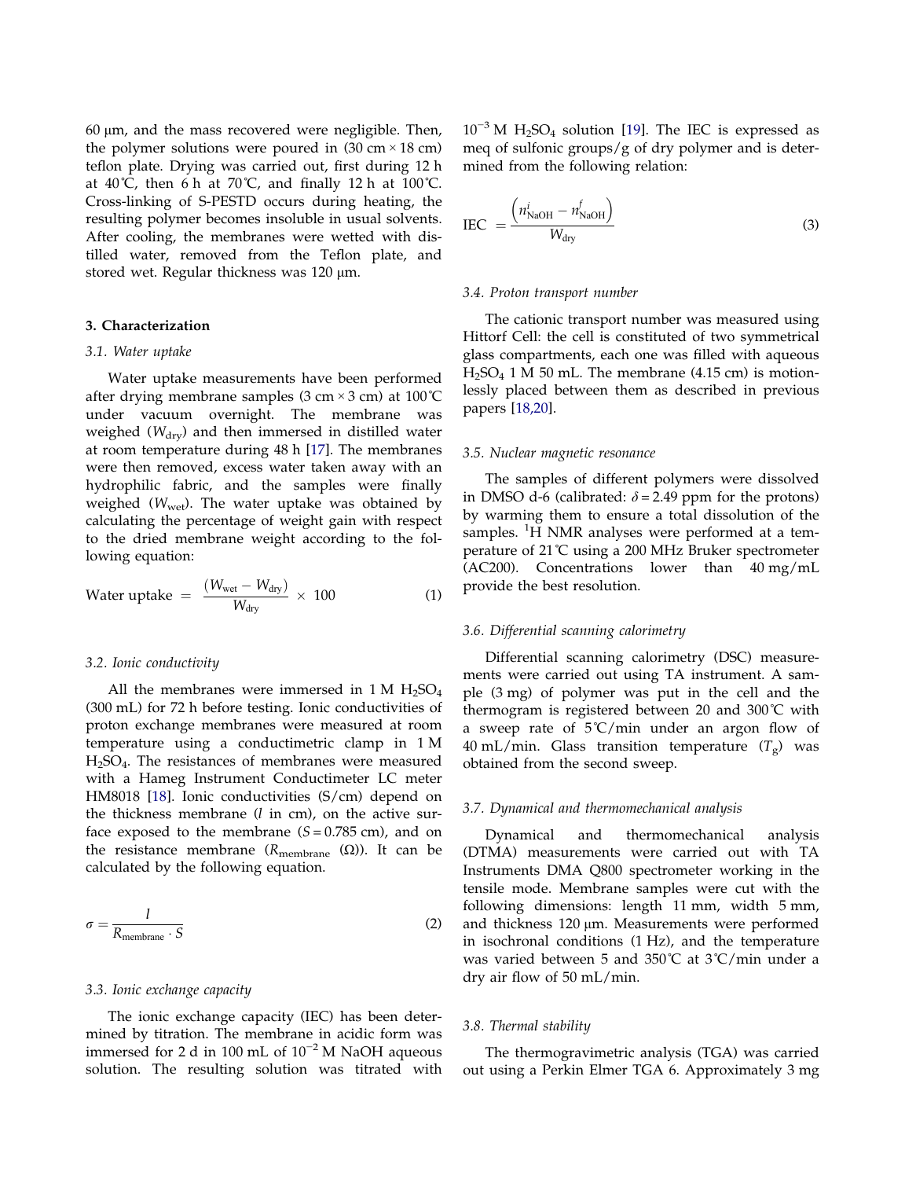60 μm, and the mass recovered were negligible. Then, the polymer solutions were poured in (30 cm × 18 cm) teflon plate. Drying was carried out, first during 12 h at 40°C, then 6 h at 70°C, and finally 12 h at 100°C. Cross-linking of S-PESTD occurs during heating, the resulting polymer becomes insoluble in usual solvents. After cooling, the membranes were wetted with distilled water, removed from the Teflon plate, and stored wet. Regular thickness was 120 μm.

## 3. Characterization

### 3.1. Water uptake

Water uptake measurements have been performed after drying membrane samples (3 cm × 3 cm) at 100°C under vacuum overnight. The membrane was weighed ($W_{dry}$) and then immersed in distilled water at room temperature during 48 h [17]. The membranes were then removed, excess water taken away with an hydrophilic fabric, and the samples were finally weighed ($W_{wet}$). The water uptake was obtained by calculating the percentage of weight gain with respect to the dried membrane weight according to the following equation:

$$\text{Water uptake} = \frac{(W_{wet} - W_{dry})}{W_{dry}} \times 100 \tag{1}$$

### 3.2. Ionic conductivity

All the membranes were immersed in 1 M $H_2SO_4$ (300 mL) for 72 h before testing. Ionic conductivities of proton exchange membranes were measured at room temperature using a conductimetric clamp in 1 M $H_2SO_4$. The resistances of membranes were measured with a Hameg Instrument Conductimeter LC meter HM8018 [18]. Ionic conductivities (S/cm) depend on the thickness membrane ($l$ in cm), on the active surface exposed to the membrane ($S = 0.785$ cm), and on the resistance membrane ($R_{membrane}$ (Ω)). It can be calculated by the following equation.

$$\sigma = \frac{l}{R_{membrane} \cdot S} \tag{2}$$

### 3.3. Ionic exchange capacity

The ionic exchange capacity (IEC) has been determined by titration. The membrane in acidic form was immersed for 2 d in 100 mL of $10^{-2}$ M NaOH aqueous solution. The resulting solution was titrated with $10^{-3}$ M $H_2SO_4$ solution [19]. The IEC is expressed as meq of sulfonic groups/g of dry polymer and is determined from the following relation:

$$\text{IEC} = \frac{\left(n^{i}_{NaOH} - n^{f}_{NaOH}\right)}{W_{dry}} \tag{3}$$

### 3.4. Proton transport number

The cationic transport number was measured using Hittorf Cell: the cell is constituted of two symmetrical glass compartments, each one was filled with aqueous $H_2SO_4$ 1 M 50 mL. The membrane (4.15 cm) is motionlessly placed between them as described in previous papers [18,20].

### 3.5. Nuclear magnetic resonance

The samples of different polymers were dissolved in DMSO d-6 (calibrated: $\delta = 2.49$ ppm for the protons) by warming them to ensure a total dissolution of the samples. $^1$H NMR analyses were performed at a temperature of 21°C using a 200 MHz Bruker spectrometer (AC200). Concentrations lower than 40 mg/mL provide the best resolution.

### 3.6. Differential scanning calorimetry

Differential scanning calorimetry (DSC) measurements were carried out using TA instrument. A sample (3 mg) of polymer was put in the cell and the thermogram is registered between 20 and 300°C with a sweep rate of 5°C/min under an argon flow of 40 mL/min. Glass transition temperature ($T_g$) was obtained from the second sweep.

### 3.7. Dynamical and thermomechanical analysis

Dynamical and thermomechanical analysis (DTMA) measurements were carried out with TA Instruments DMA Q800 spectrometer working in the tensile mode. Membrane samples were cut with the following dimensions: length 11 mm, width 5 mm, and thickness 120 μm. Measurements were performed in isochronal conditions (1 Hz), and the temperature was varied between 5 and 350°C at 3°C/min under a dry air flow of 50 mL/min.

### 3.8. Thermal stability

The thermogravimetric analysis (TGA) was carried out using a Perkin Elmer TGA 6. Approximately 3 mg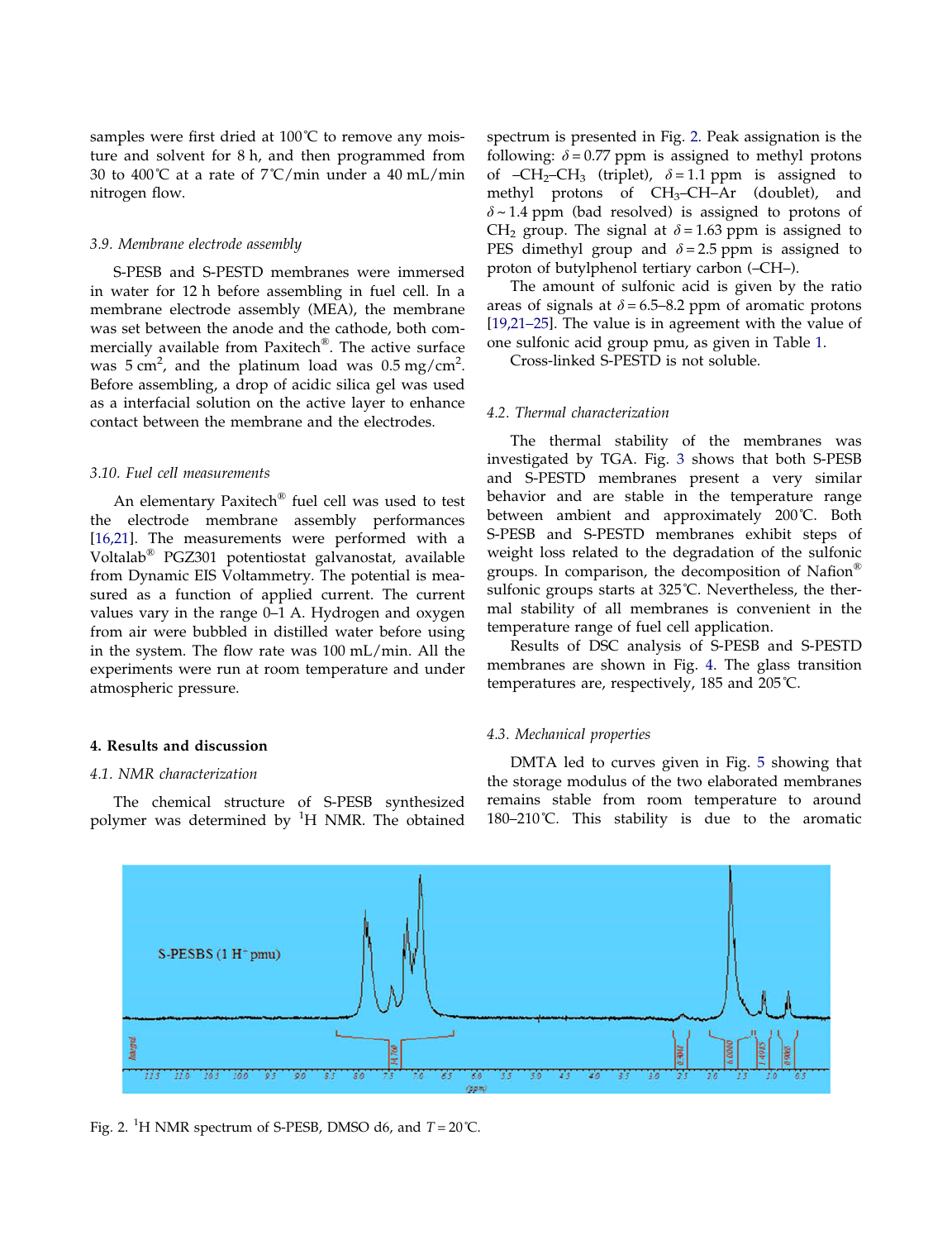samples were first dried at 100°C to remove any moisture and solvent for 8 h, and then programmed from 30 to 400°C at a rate of 7°C/min under a 40 mL/min nitrogen flow.

### 3.9. Membrane electrode assembly

S-PESB and S-PESTD membranes were immersed in water for 12 h before assembling in fuel cell. In a membrane electrode assembly (MEA), the membrane was set between the anode and the cathode, both commercially available from Paxitech®. The active surface was 5 cm$^2$, and the platinum load was 0.5 mg/cm$^2$. Before assembling, a drop of acidic silica gel was used as a interfacial solution on the active layer to enhance contact between the membrane and the electrodes.

### 3.10. Fuel cell measurements

An elementary Paxitech® fuel cell was used to test the electrode membrane assembly performances [16,21]. The measurements were performed with a Voltalab® PGZ301 potentiostat galvanostat, available from Dynamic EIS Voltammetry. The potential is measured as a function of applied current. The current values vary in the range 0–1 A. Hydrogen and oxygen from air were bubbled in distilled water before using in the system. The flow rate was 100 mL/min. All the experiments were run at room temperature and under atmospheric pressure.

## 4. Results and discussion

### 4.1. NMR characterization

The chemical structure of S-PESB synthesized polymer was determined by $^1$H NMR. The obtained spectrum is presented in Fig. 2. Peak assignation is the following: $\delta = 0.77$ ppm is assigned to methyl protons of –$CH_2$–$CH_3$ (triplet), $\delta = 1.1$ ppm is assigned to methyl protons of $CH_3$–CH–Ar (doublet), and $\delta \sim 1.4$ ppm (bad resolved) is assigned to protons of $CH_2$ group. The signal at $\delta = 1.63$ ppm is assigned to PES dimethyl group and $\delta = 2.5$ ppm is assigned to proton of butylphenol tertiary carbon (–CH–).

The amount of sulfonic acid is given by the ratio areas of signals at $\delta = 6.5$–$8.2$ ppm of aromatic protons [19,21–25]. The value is in agreement with the value of one sulfonic acid group pmu, as given in Table 1.

Cross-linked S-PESTD is not soluble.

### 4.2. Thermal characterization

The thermal stability of the membranes was investigated by TGA. Fig. 3 shows that both S-PESB and S-PESTD membranes present a very similar behavior and are stable in the temperature range between ambient and approximately 200°C. Both S-PESB and S-PESTD membranes exhibit steps of weight loss related to the degradation of the sulfonic groups. In comparison, the decomposition of Nafion® sulfonic groups starts at 325°C. Nevertheless, the thermal stability of all membranes is convenient in the temperature range of fuel cell application.

Results of DSC analysis of S-PESB and S-PESTD membranes are shown in Fig. 4. The glass transition temperatures are, respectively, 185 and 205°C.

### 4.3. Mechanical properties

DMTA led to curves given in Fig. 5 showing that the storage modulus of the two elaborated membranes remains stable from room temperature to around 180–210°C. This stability is due to the aromatic

Fig. 2. $^1$H NMR spectrum of S-PESB, DMSO d6, and $T = 20$°C.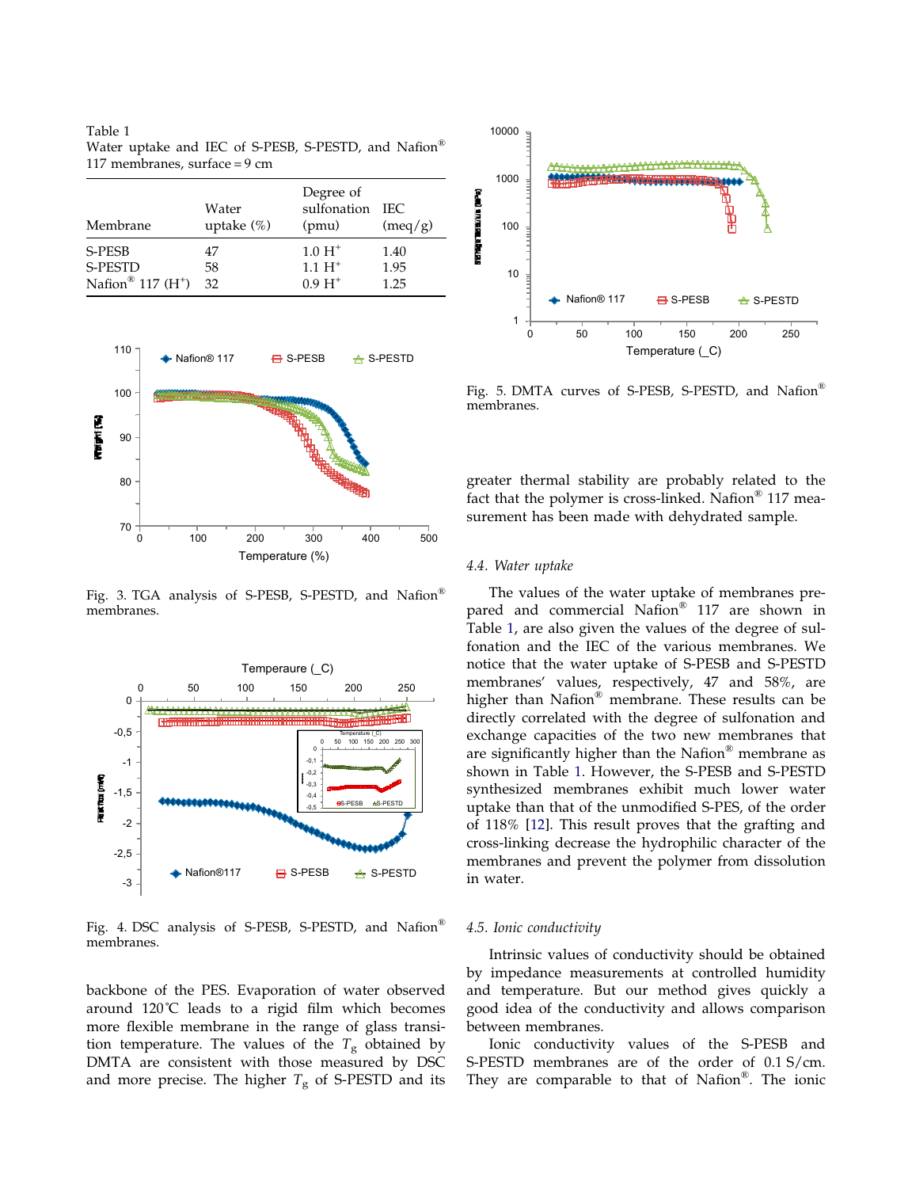Table 1
Water uptake and IEC of S-PESB, S-PESTD, and Nafion® 117 membranes, surface = 9 cm

| Membrane | Water uptake (%) | Degree of sulfonation (pmu) | IEC (meq/g) |
|---|---|---|---|
| S-PESB | 47 | 1.0 $H^+$ | 1.40 |
| S-PESTD | 58 | 1.1 $H^+$ | 1.95 |
| Nafion® 117 ($H^+$) | 32 | 0.9 $H^+$ | 1.25 |

Fig. 3. TGA analysis of S-PESB, S-PESTD, and Nafion® membranes.

Fig. 4. DSC analysis of S-PESB, S-PESTD, and Nafion® membranes.

Fig. 5. DMTA curves of S-PESB, S-PESTD, and Nafion® membranes.

backbone of the PES. Evaporation of water observed around 120 °C leads to a rigid film which becomes more flexible membrane in the range of glass transition temperature. The values of the $T_g$ obtained by DMTA are consistent with those measured by DSC and more precise. The higher $T_g$ of S-PESTD and its greater thermal stability are probably related to the fact that the polymer is cross-linked. Nafion® 117 measurement has been made with dehydrated sample.

### 4.4. Water uptake

The values of the water uptake of membranes prepared and commercial Nafion® 117 are shown in Table 1, are also given the values of the degree of sulfonation and the IEC of the various membranes. We notice that the water uptake of S-PESB and S-PESTD membranes' values, respectively, 47 and 58%, are higher than Nafion® membrane. These results can be directly correlated with the degree of sulfonation and exchange capacities of the two new membranes that are significantly higher than the Nafion® membrane as shown in Table 1. However, the S-PESB and S-PESTD synthesized membranes exhibit much lower water uptake than that of the unmodified S-PES, of the order of 118% [12]. This result proves that the grafting and cross-linking decrease the hydrophilic character of the membranes and prevent the polymer from dissolution in water.

### 4.5. Ionic conductivity

Intrinsic values of conductivity should be obtained by impedance measurements at controlled humidity and temperature. But our method gives quickly a good idea of the conductivity and allows comparison between membranes.

Ionic conductivity values of the S-PESB and S-PESTD membranes are of the order of 0.1 S/cm. They are comparable to that of Nafion®. The ionic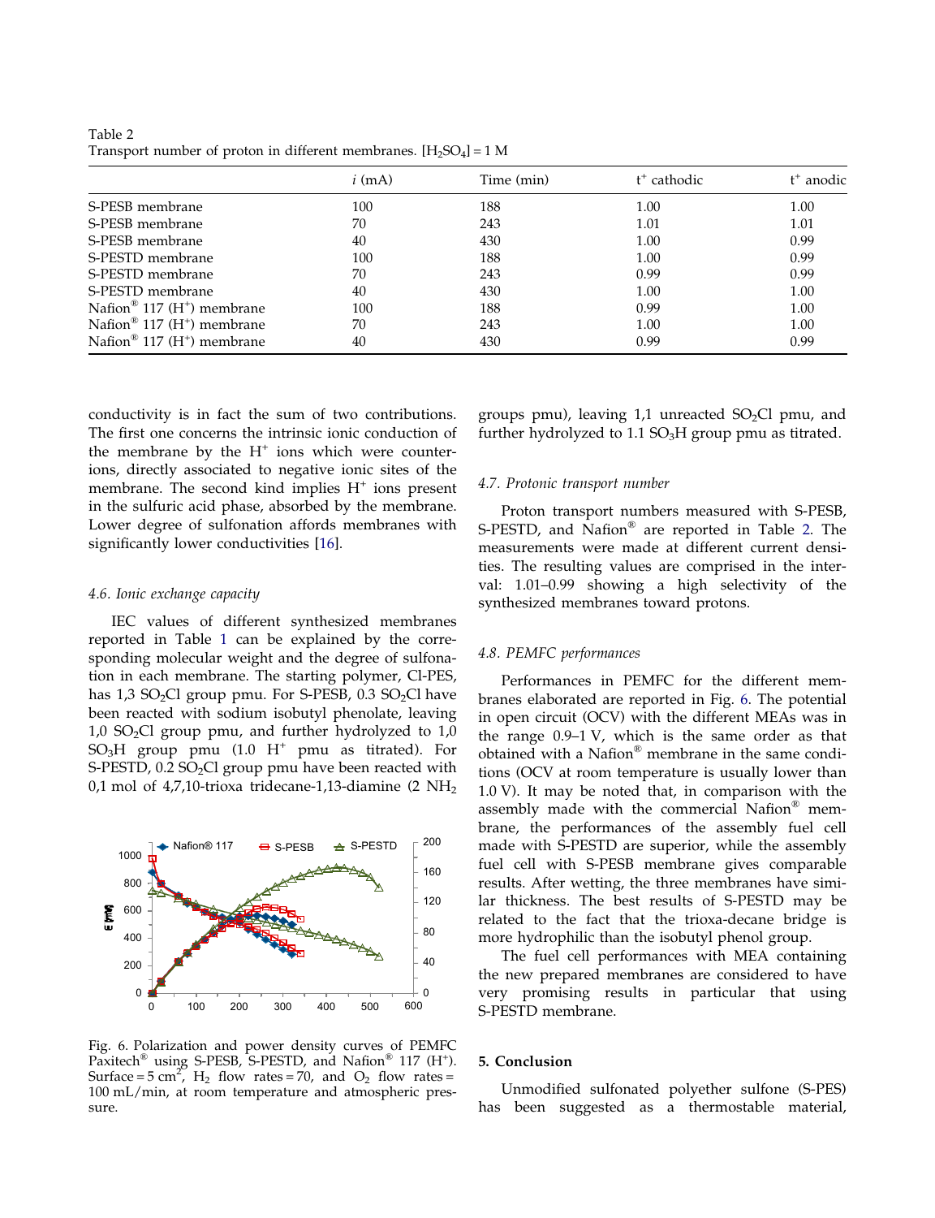Table 2
Transport number of proton in different membranes. $[H_2SO_4] = 1$ M

| | *i* (mA) | Time (min) | $t^+$ cathodic | $t^+$ anodic |
|---|---|---|---|---|
| S-PESB membrane | 100 | 188 | 1.00 | 1.00 |
| S-PESB membrane | 70 | 243 | 1.01 | 1.01 |
| S-PESB membrane | 40 | 430 | 1.00 | 0.99 |
| S-PESTD membrane | 100 | 188 | 1.00 | 0.99 |
| S-PESTD membrane | 70 | 243 | 0.99 | 0.99 |
| S-PESTD membrane | 40 | 430 | 1.00 | 1.00 |
| Nafion® 117 ($H^+$) membrane | 100 | 188 | 0.99 | 1.00 |
| Nafion® 117 ($H^+$) membrane | 70 | 243 | 1.00 | 1.00 |
| Nafion® 117 ($H^+$) membrane | 40 | 430 | 0.99 | 0.99 |

conductivity is in fact the sum of two contributions. The first one concerns the intrinsic ionic conduction of the membrane by the $H^+$ ions which were counterions, directly associated to negative ionic sites of the membrane. The second kind implies $H^+$ ions present in the sulfuric acid phase, absorbed by the membrane. Lower degree of sulfonation affords membranes with significantly lower conductivities [16].

### 4.6. Ionic exchange capacity

IEC values of different synthesized membranes reported in Table 1 can be explained by the corresponding molecular weight and the degree of sulfonation in each membrane. The starting polymer, Cl-PES, has 1,3 $SO_2Cl$ group pmu. For S-PESB, 0.3 $SO_2Cl$ have been reacted with sodium isobutyl phenolate, leaving 1,0 $SO_2Cl$ group pmu, and further hydrolyzed to 1,0 $SO_3H$ group pmu (1.0 $H^+$ pmu as titrated). For S-PESTD, 0.2 $SO_2Cl$ group pmu have been reacted with 0,1 mol of 4,7,10-trioxa tridecane-1,13-diamine (2 $NH_2$ groups pmu), leaving 1,1 unreacted $SO_2Cl$ pmu, and further hydrolyzed to 1.1 $SO_3H$ group pmu as titrated.

Fig. 6. Polarization and power density curves of PEMFC Paxitech® using S-PESB, S-PESTD, and Nafion® 117 ($H^+$). Surface = 5 $cm^2$, $H_2$ flow rates = 70, and $O_2$ flow rates = 100 mL/min, at room temperature and atmospheric pressure.

### 4.7. Protonic transport number

Proton transport numbers measured with S-PESB, S-PESTD, and Nafion® are reported in Table 2. The measurements were made at different current densities. The resulting values are comprised in the interval: 1.01–0.99 showing a high selectivity of the synthesized membranes toward protons.

### 4.8. PEMFC performances

Performances in PEMFC for the different membranes elaborated are reported in Fig. 6. The potential in open circuit (OCV) with the different MEAs was in the range 0.9–1 V, which is the same order as that obtained with a Nafion® membrane in the same conditions (OCV at room temperature is usually lower than 1.0 V). It may be noted that, in comparison with the assembly made with the commercial Nafion® membrane, the performances of the assembly fuel cell made with S-PESTD are superior, while the assembly fuel cell with S-PESB membrane gives comparable results. After wetting, the three membranes have similar thickness. The best results of S-PESTD may be related to the fact that the trioxa-decane bridge is more hydrophilic than the isobutyl phenol group.

The fuel cell performances with MEA containing the new prepared membranes are considered to have very promising results in particular that using S-PESTD membrane.

## 5. Conclusion

Unmodified sulfonated polyether sulfone (S-PES) has been suggested as a thermostable material,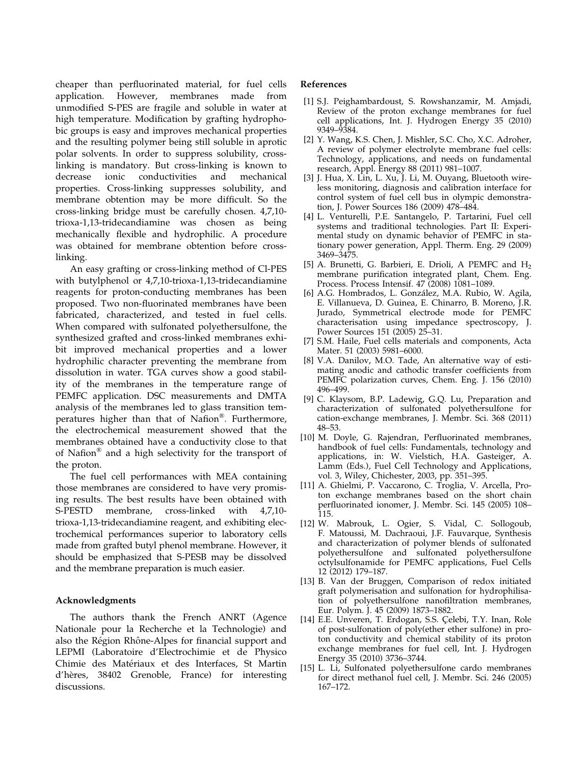cheaper than perfluorinated material, for fuel cells application. However, membranes made from unmodified S-PES are fragile and soluble in water at high temperature. Modification by grafting hydrophobic groups is easy and improves mechanical properties and the resulting polymer being still soluble in aprotic polar solvents. In order to suppress solubility, cross-linking is mandatory. But cross-linking is known to decrease ionic conductivities and mechanical properties. Cross-linking suppresses solubility, and membrane obtention may be more difficult. So the cross-linking bridge must be carefully chosen. 4,7,10-trioxa-1,13-tridecandiamine was chosen as being mechanically flexible and hydrophilic. A procedure was obtained for membrane obtention before cross-linking.

An easy grafting or cross-linking method of Cl-PES with butylphenol or 4,7,10-trioxa-1,13-tridecandiamine reagents for proton-conducting membranes has been proposed. Two non-fluorinated membranes have been fabricated, characterized, and tested in fuel cells. When compared with sulfonated polyethersulfone, the synthesized grafted and cross-linked membranes exhibit improved mechanical properties and a lower hydrophilic character preventing the membrane from dissolution in water. TGA curves show a good stability of the membranes in the temperature range of PEMFC application. DSC measurements and DMTA analysis of the membranes led to glass transition temperatures higher than that of Nafion®. Furthermore, the electrochemical measurement showed that the membranes obtained have a conductivity close to that of Nafion® and a high selectivity for the transport of the proton.

The fuel cell performances with MEA containing those membranes are considered to have very promising results. The best results have been obtained with S-PESTD membrane, cross-linked with 4,7,10-trioxa-1,13-tridecandiamine reagent, and exhibiting electrochemical performances superior to laboratory cells made from grafted butyl phenol membrane. However, it should be emphasized that S-PESB may be dissolved and the membrane preparation is much easier.

## Acknowledgments

The authors thank the French ANRT (Agence Nationale pour la Recherche et la Technologie) and also the Région Rhône-Alpes for financial support and LEPMI (Laboratoire d'Electrochimie et de Physico Chimie des Matériaux et des Interfaces, St Martin d'hères, 38402 Grenoble, France) for interesting discussions.

## References

[1] S.J. Peighambardoust, S. Rowshanzamir, M. Amjadi, Review of the proton exchange membranes for fuel cell applications, Int. J. Hydrogen Energy 35 (2010) 9349–9384.

[2] Y. Wang, K.S. Chen, J. Mishler, S.C. Cho, X.C. Adroher, A review of polymer electrolyte membrane fuel cells: Technology, applications, and needs on fundamental research, Appl. Energy 88 (2011) 981–1007.

[3] J. Hua, X. Lin, L. Xu, J. Li, M. Ouyang, Bluetooth wireless monitoring, diagnosis and calibration interface for control system of fuel cell bus in olympic demonstration, J. Power Sources 186 (2009) 478–484.

[4] L. Venturelli, P.E. Santangelo, P. Tartarini, Fuel cell systems and traditional technologies. Part II: Experimental study on dynamic behavior of PEMFC in stationary power generation, Appl. Therm. Eng. 29 (2009) 3469–3475.

[5] A. Brunetti, G. Barbieri, E. Drioli, A PEMFC and $H_2$ membrane purification integrated plant, Chem. Eng. Process. Process Intensif. 47 (2008) 1081–1089.

[6] A.G. Hombrados, L. González, M.A. Rubio, W. Agila, E. Villanueva, D. Guinea, E. Chinarro, B. Moreno, J.R. Jurado, Symmetrical electrode mode for PEMFC characterisation using impedance spectroscopy, J. Power Sources 151 (2005) 25–31.

[7] S.M. Haile, Fuel cells materials and components, Acta Mater. 51 (2003) 5981–6000.

[8] V.A. Danilov, M.O. Tade, An alternative way of estimating anodic and cathodic transfer coefficients from PEMFC polarization curves, Chem. Eng. J. 156 (2010) 496–499.

[9] C. Klaysom, B.P. Ladewig, G.Q. Lu, Preparation and characterization of sulfonated polyethersulfone for cation-exchange membranes, J. Membr. Sci. 368 (2011) 48–53.

[10] M. Doyle, G. Rajendran, Perfluorinated membranes, handbook of fuel cells: Fundamentals, technology and applications, in: W. Vielstich, H.A. Gasteiger, A. Lamm (Eds.), Fuel Cell Technology and Applications, vol. 3, Wiley, Chichester, 2003, pp. 351–395.

[11] A. Ghielmi, P. Vaccarono, C. Troglia, V. Arcella, Proton exchange membranes based on the short chain perfluorinated ionomer, J. Membr. Sci. 145 (2005) 108–115.

[12] W. Mabrouk, L. Ogier, S. Vidal, C. Sollogoub, F. Matoussi, M. Dachraoui, J.F. Fauvarque, Synthesis and characterization of polymer blends of sulfonated polyethersulfone and sulfonated polyethersulfone octylsulfonamide for PEMFC applications, Fuel Cells 12 (2012) 179–187.

[13] B. Van der Bruggen, Comparison of redox initiated graft polymerisation and sulfonation for hydrophilisation of polyethersulfone nanofiltration membranes, Eur. Polym. J. 45 (2009) 1873–1882.

[14] E.E. Unveren, T. Erdogan, S.S. Çelebi, T.Y. Inan, Role of post-sulfonation of poly(ether ether sulfone) in proton conductivity and chemical stability of its proton exchange membranes for fuel cell, Int. J. Hydrogen Energy 35 (2010) 3736–3744.

[15] L. Li, Sulfonated polyethersulfone cardo membranes for direct methanol fuel cell, J. Membr. Sci. 246 (2005) 167–172.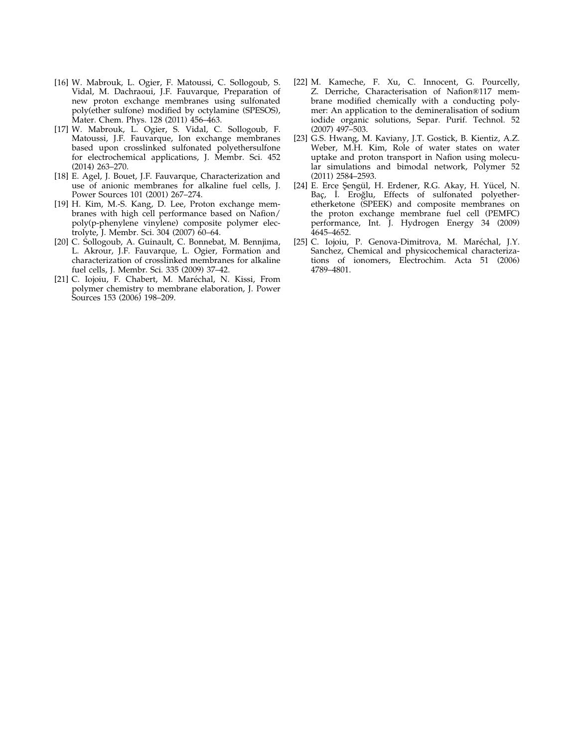[16] W. Mabrouk, L. Ogier, F. Matoussi, C. Sollogoub, S. Vidal, M. Dachraoui, J.F. Fauvarque, Preparation of new proton exchange membranes using sulfonated poly(ether sulfone) modified by octylamine (SPESOS), Mater. Chem. Phys. 128 (2011) 456–463.

[17] W. Mabrouk, L. Ogier, S. Vidal, C. Sollogoub, F. Matoussi, J.F. Fauvarque, Ion exchange membranes based upon crosslinked sulfonated polyethersulfone for electrochemical applications, J. Membr. Sci. 452 (2014) 263–270.

[18] E. Agel, J. Bouet, J.F. Fauvarque, Characterization and use of anionic membranes for alkaline fuel cells, J. Power Sources 101 (2001) 267–274.

[19] H. Kim, M.-S. Kang, D. Lee, Proton exchange membranes with high cell performance based on Nafion/poly(p-phenylene vinylene) composite polymer electrolyte, J. Membr. Sci. 304 (2007) 60–64.

[20] C. Sollogoub, A. Guinault, C. Bonnebat, M. Bennjima, L. Akrour, J.F. Fauvarque, L. Ogier, Formation and characterization of crosslinked membranes for alkaline fuel cells, J. Membr. Sci. 335 (2009) 37–42.

[21] C. Iojoiu, F. Chabert, M. Maréchal, N. Kissi, From polymer chemistry to membrane elaboration, J. Power Sources 153 (2006) 198–209.

[22] M. Kameche, F. Xu, C. Innocent, G. Pourcelly, Z. Derriche, Characterisation of Nafion®117 membrane modified chemically with a conducting polymer: An application to the demineralisation of sodium iodide organic solutions, Separ. Purif. Technol. 52 (2007) 497–503.

[23] G.S. Hwang, M. Kaviany, J.T. Gostick, B. Kientiz, A.Z. Weber, M.H. Kim, Role of water states on water uptake and proton transport in Nafion using molecular simulations and bimodal network, Polymer 52 (2011) 2584–2593.

[24] E. Erce Şengül, H. Erdener, R.G. Akay, H. Yücel, N. Baç, İ. Eroğlu, Effects of sulfonated polyether-etherketone (SPEEK) and composite membranes on the proton exchange membrane fuel cell (PEMFC) performance, Int. J. Hydrogen Energy 34 (2009) 4645–4652.

[25] C. Iojoiu, P. Genova-Dimitrova, M. Maréchal, J.Y. Sanchez, Chemical and physicochemical characterizations of ionomers, Electrochim. Acta 51 (2006) 4789–4801.